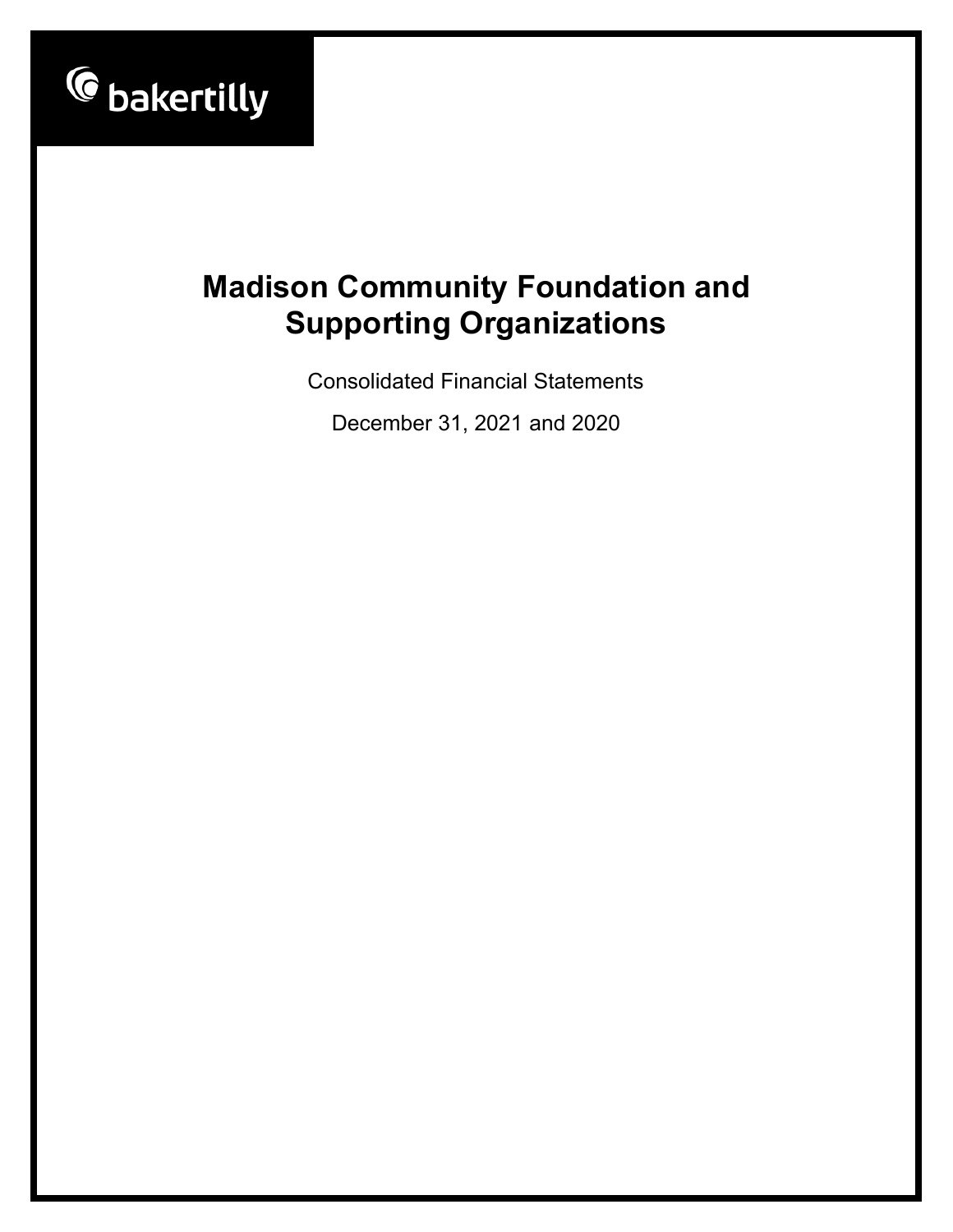bakertilly

# Madison Community Foundation and Supporting Organizations

Consolidated Financial Statements

December 31, 2021 and 2020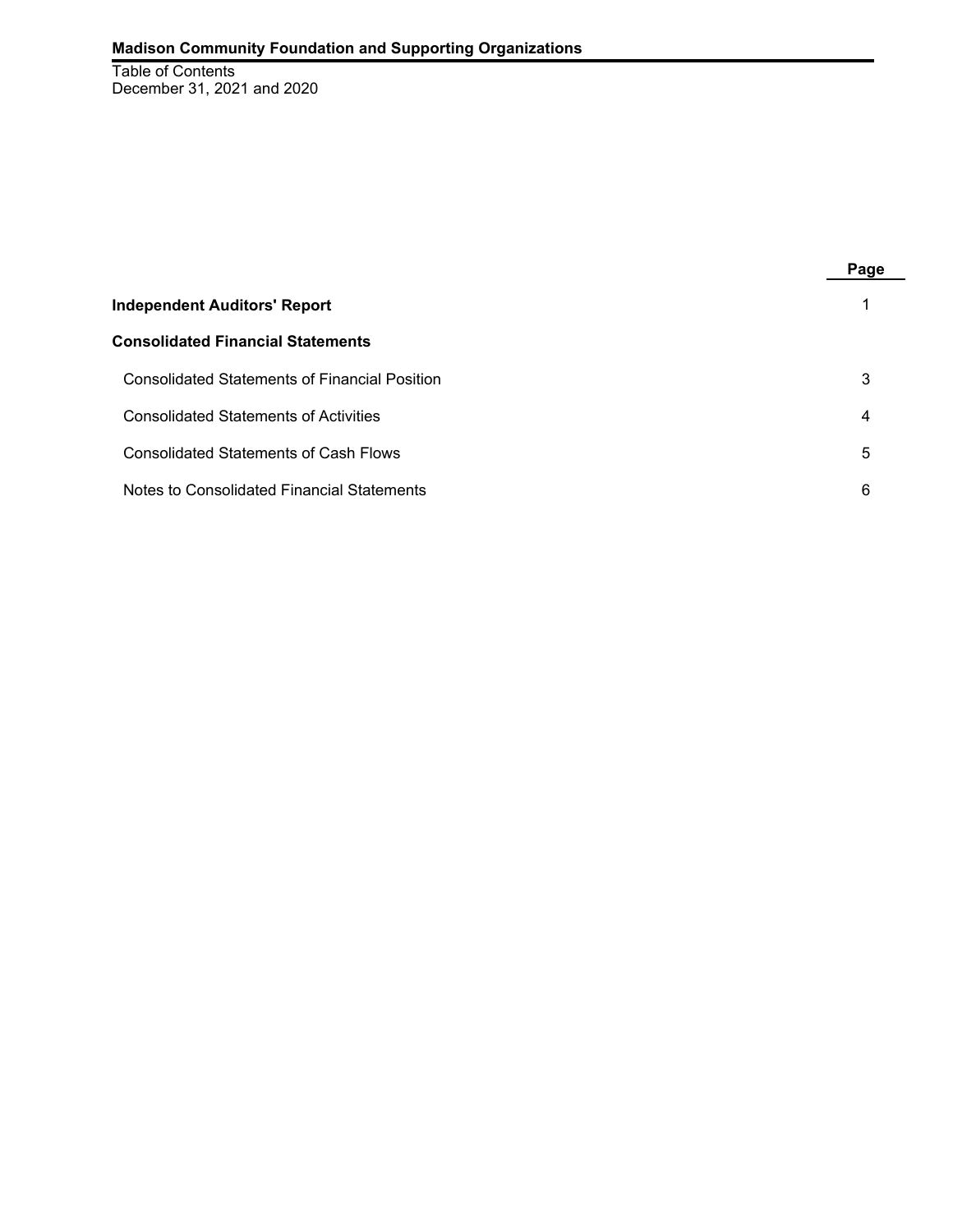**Madison Community Foundation and Supporting Organizations**

Table of Contents
December 31, 2021 and 2020

| | Page |
|---|---|
| **Independent Auditors' Report** | 1 |
| **Consolidated Financial Statements** | |
| Consolidated Statements of Financial Position | 3 |
| Consolidated Statements of Activities | 4 |
| Consolidated Statements of Cash Flows | 5 |
| Notes to Consolidated Financial Statements | 6 |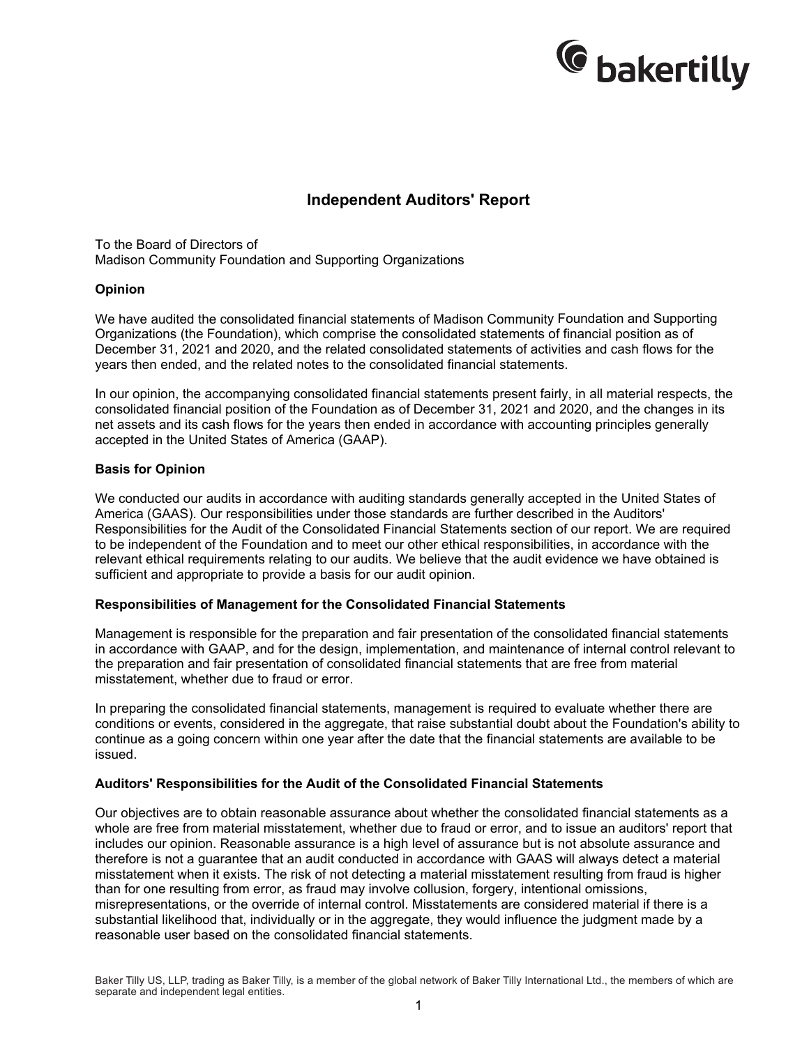# Independent Auditors' Report

To the Board of Directors of
Madison Community Foundation and Supporting Organizations

**Opinion**

We have audited the consolidated financial statements of Madison Community Foundation and Supporting Organizations (the Foundation), which comprise the consolidated statements of financial position as of December 31, 2021 and 2020, and the related consolidated statements of activities and cash flows for the years then ended, and the related notes to the consolidated financial statements.

In our opinion, the accompanying consolidated financial statements present fairly, in all material respects, the consolidated financial position of the Foundation as of December 31, 2021 and 2020, and the changes in its net assets and its cash flows for the years then ended in accordance with accounting principles generally accepted in the United States of America (GAAP).

**Basis for Opinion**

We conducted our audits in accordance with auditing standards generally accepted in the United States of America (GAAS). Our responsibilities under those standards are further described in the Auditors' Responsibilities for the Audit of the Consolidated Financial Statements section of our report. We are required to be independent of the Foundation and to meet our other ethical responsibilities, in accordance with the relevant ethical requirements relating to our audits. We believe that the audit evidence we have obtained is sufficient and appropriate to provide a basis for our audit opinion.

**Responsibilities of Management for the Consolidated Financial Statements**

Management is responsible for the preparation and fair presentation of the consolidated financial statements in accordance with GAAP, and for the design, implementation, and maintenance of internal control relevant to the preparation and fair presentation of consolidated financial statements that are free from material misstatement, whether due to fraud or error.

In preparing the consolidated financial statements, management is required to evaluate whether there are conditions or events, considered in the aggregate, that raise substantial doubt about the Foundation's ability to continue as a going concern within one year after the date that the financial statements are available to be issued.

**Auditors' Responsibilities for the Audit of the Consolidated Financial Statements**

Our objectives are to obtain reasonable assurance about whether the consolidated financial statements as a whole are free from material misstatement, whether due to fraud or error, and to issue an auditors' report that includes our opinion. Reasonable assurance is a high level of assurance but is not absolute assurance and therefore is not a guarantee that an audit conducted in accordance with GAAS will always detect a material misstatement when it exists. The risk of not detecting a material misstatement resulting from fraud is higher than for one resulting from error, as fraud may involve collusion, forgery, intentional omissions, misrepresentations, or the override of internal control. Misstatements are considered material if there is a substantial likelihood that, individually or in the aggregate, they would influence the judgment made by a reasonable user based on the consolidated financial statements.

Baker Tilly US, LLP, trading as Baker Tilly, is a member of the global network of Baker Tilly International Ltd., the members of which are separate and independent legal entities.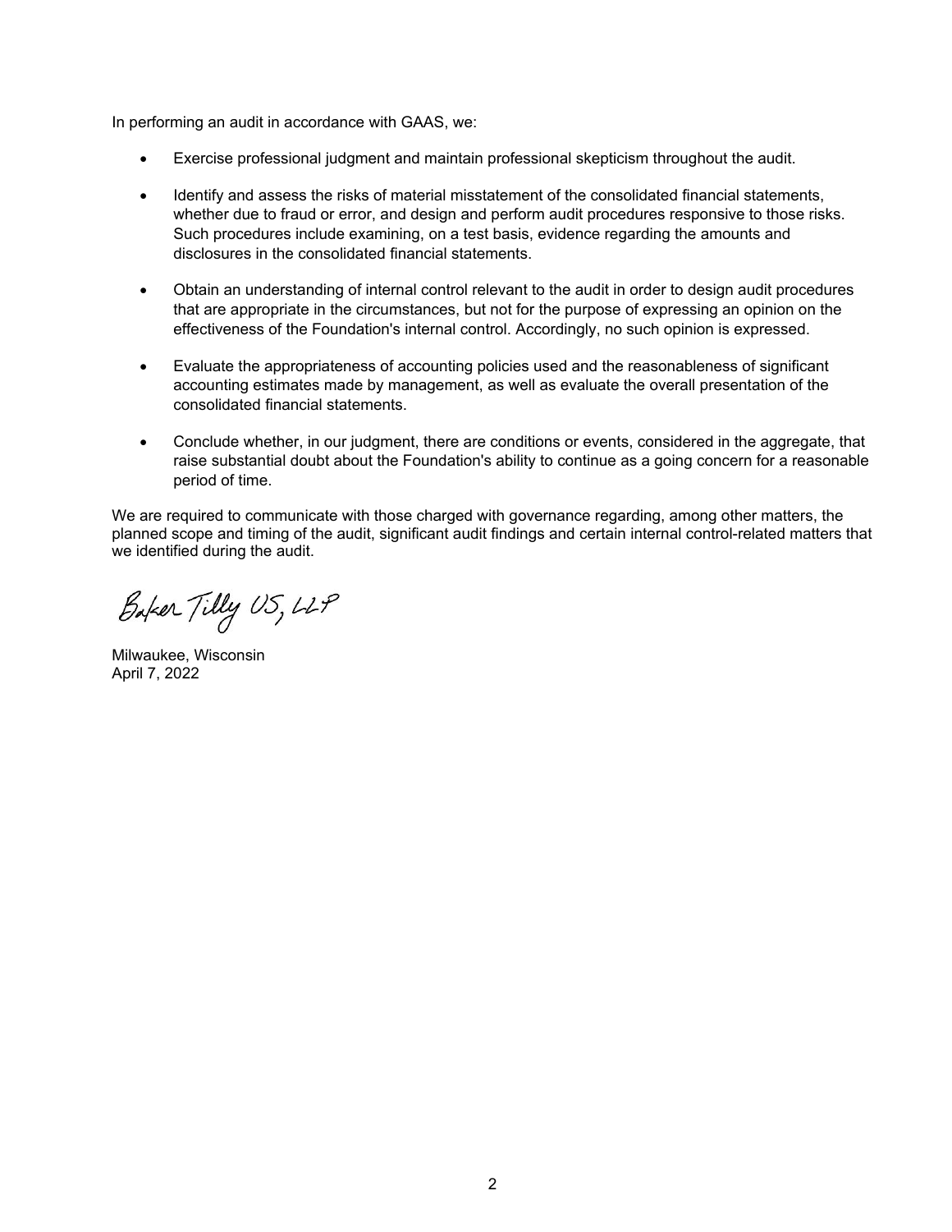In performing an audit in accordance with GAAS, we:

- Exercise professional judgment and maintain professional skepticism throughout the audit.
- Identify and assess the risks of material misstatement of the consolidated financial statements, whether due to fraud or error, and design and perform audit procedures responsive to those risks. Such procedures include examining, on a test basis, evidence regarding the amounts and disclosures in the consolidated financial statements.
- Obtain an understanding of internal control relevant to the audit in order to design audit procedures that are appropriate in the circumstances, but not for the purpose of expressing an opinion on the effectiveness of the Foundation's internal control. Accordingly, no such opinion is expressed.
- Evaluate the appropriateness of accounting policies used and the reasonableness of significant accounting estimates made by management, as well as evaluate the overall presentation of the consolidated financial statements.
- Conclude whether, in our judgment, there are conditions or events, considered in the aggregate, that raise substantial doubt about the Foundation's ability to continue as a going concern for a reasonable period of time.

We are required to communicate with those charged with governance regarding, among other matters, the planned scope and timing of the audit, significant audit findings and certain internal control-related matters that we identified during the audit.

Baker Tilly US, LLP

Milwaukee, Wisconsin
April 7, 2022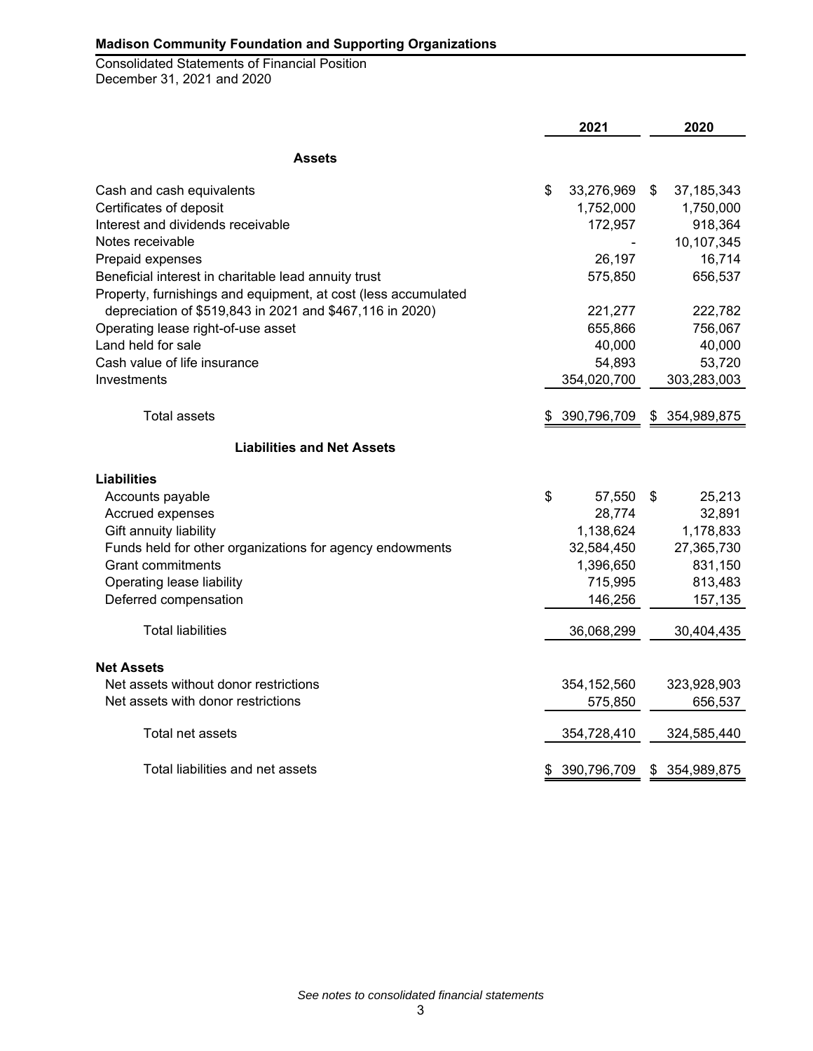**Madison Community Foundation and Supporting Organizations**

Consolidated Statements of Financial Position
December 31, 2021 and 2020

| | 2021 | 2020 |
|---|---|---|
| **Assets** | | |
| Cash and cash equivalents | $ 33,276,969 | $ 37,185,343 |
| Certificates of deposit | 1,752,000 | 1,750,000 |
| Interest and dividends receivable | 172,957 | 918,364 |
| Notes receivable | - | 10,107,345 |
| Prepaid expenses | 26,197 | 16,714 |
| Beneficial interest in charitable lead annuity trust | 575,850 | 656,537 |
| Property, furnishings and equipment, at cost (less accumulated depreciation of $519,843 in 2021 and $467,116 in 2020) | 221,277 | 222,782 |
| Operating lease right-of-use asset | 655,866 | 756,067 |
| Land held for sale | 40,000 | 40,000 |
| Cash value of life insurance | 54,893 | 53,720 |
| Investments | 354,020,700 | 303,283,003 |
| Total assets | $ 390,796,709 | $ 354,989,875 |
| **Liabilities and Net Assets** | | |
| **Liabilities** | | |
| Accounts payable | $ 57,550 | $ 25,213 |
| Accrued expenses | 28,774 | 32,891 |
| Gift annuity liability | 1,138,624 | 1,178,833 |
| Funds held for other organizations for agency endowments | 32,584,450 | 27,365,730 |
| Grant commitments | 1,396,650 | 831,150 |
| Operating lease liability | 715,995 | 813,483 |
| Deferred compensation | 146,256 | 157,135 |
| Total liabilities | 36,068,299 | 30,404,435 |
| **Net Assets** | | |
| Net assets without donor restrictions | 354,152,560 | 323,928,903 |
| Net assets with donor restrictions | 575,850 | 656,537 |
| Total net assets | 354,728,410 | 324,585,440 |
| Total liabilities and net assets | $ 390,796,709 | $ 354,989,875 |

*See notes to consolidated financial statements*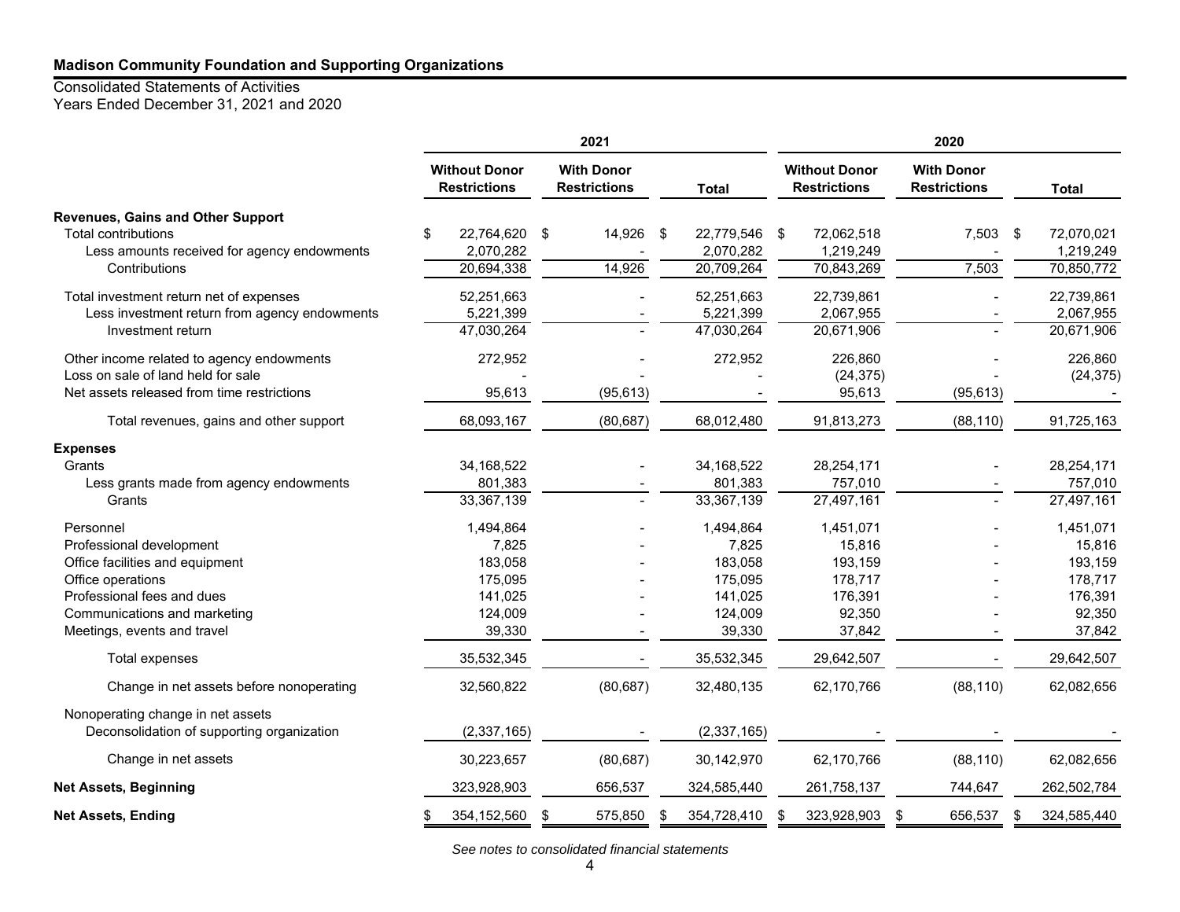**Madison Community Foundation and Supporting Organizations**

Consolidated Statements of Activities
Years Ended December 31, 2021 and 2020

| | 2021 | | | 2020 | | |
|---|---|---|---|---|---|---|
| | Without Donor Restrictions | With Donor Restrictions | Total | Without Donor Restrictions | With Donor Restrictions | Total |
| **Revenues, Gains and Other Support** | | | | | | |
| Total contributions | $ 22,764,620 | $ 14,926 | $ 22,779,546 | $ 72,062,518 | 7,503 | $ 72,070,021 |
| Less amounts received for agency endowments | 2,070,282 | - | 2,070,282 | 1,219,249 | - | 1,219,249 |
| Contributions | 20,694,338 | 14,926 | 20,709,264 | 70,843,269 | 7,503 | 70,850,772 |
| Total investment return net of expenses | 52,251,663 | - | 52,251,663 | 22,739,861 | - | 22,739,861 |
| Less investment return from agency endowments | 5,221,399 | - | 5,221,399 | 2,067,955 | - | 2,067,955 |
| Investment return | 47,030,264 | - | 47,030,264 | 20,671,906 | - | 20,671,906 |
| Other income related to agency endowments | 272,952 | - | 272,952 | 226,860 | - | 226,860 |
| Loss on sale of land held for sale | - | - | - | (24,375) | - | (24,375) |
| Net assets released from time restrictions | 95,613 | (95,613) | - | 95,613 | (95,613) | - |
| Total revenues, gains and other support | 68,093,167 | (80,687) | 68,012,480 | 91,813,273 | (88,110) | 91,725,163 |
| **Expenses** | | | | | | |
| Grants | 34,168,522 | - | 34,168,522 | 28,254,171 | - | 28,254,171 |
| Less grants made from agency endowments | 801,383 | - | 801,383 | 757,010 | - | 757,010 |
| Grants | 33,367,139 | - | 33,367,139 | 27,497,161 | - | 27,497,161 |
| Personnel | 1,494,864 | - | 1,494,864 | 1,451,071 | - | 1,451,071 |
| Professional development | 7,825 | - | 7,825 | 15,816 | - | 15,816 |
| Office facilities and equipment | 183,058 | - | 183,058 | 193,159 | - | 193,159 |
| Office operations | 175,095 | - | 175,095 | 178,717 | - | 178,717 |
| Professional fees and dues | 141,025 | - | 141,025 | 176,391 | - | 176,391 |
| Communications and marketing | 124,009 | - | 124,009 | 92,350 | - | 92,350 |
| Meetings, events and travel | 39,330 | - | 39,330 | 37,842 | - | 37,842 |
| Total expenses | 35,532,345 | - | 35,532,345 | 29,642,507 | - | 29,642,507 |
| Change in net assets before nonoperating | 32,560,822 | (80,687) | 32,480,135 | 62,170,766 | (88,110) | 62,082,656 |
| Nonoperating change in net assets | | | | | | |
| Deconsolidation of supporting organization | (2,337,165) | - | (2,337,165) | - | - | - |
| Change in net assets | 30,223,657 | (80,687) | 30,142,970 | 62,170,766 | (88,110) | 62,082,656 |
| **Net Assets, Beginning** | 323,928,903 | 656,537 | 324,585,440 | 261,758,137 | 744,647 | 262,502,784 |
| **Net Assets, Ending** | $ 354,152,560 | $ 575,850 | $ 354,728,410 | $ 323,928,903 | $ 656,537 | $ 324,585,440 |

*See notes to consolidated financial statements*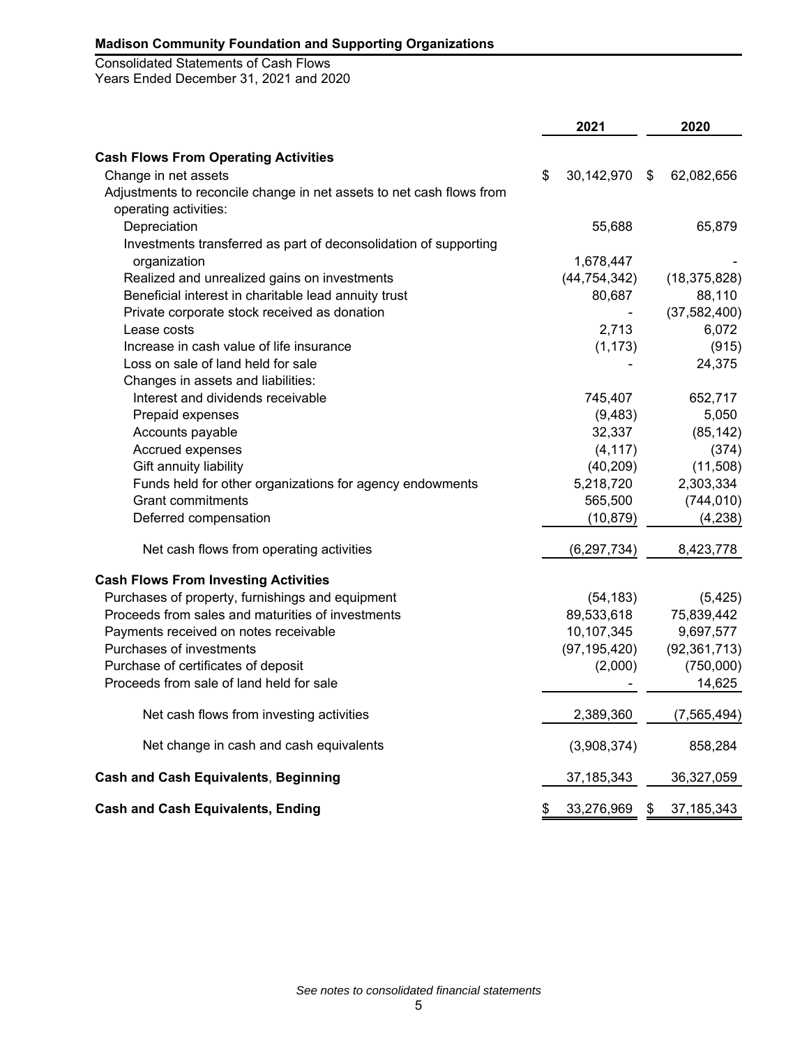**Madison Community Foundation and Supporting Organizations**

Consolidated Statements of Cash Flows
Years Ended December 31, 2021 and 2020

| | 2021 | 2020 |
|---|---|---|
| **Cash Flows From Operating Activities** | | |
| Change in net assets | $ 30,142,970 | $ 62,082,656 |
| Adjustments to reconcile change in net assets to net cash flows from operating activities: | | |
| Depreciation | 55,688 | 65,879 |
| Investments transferred as part of deconsolidation of supporting organization | 1,678,447 | - |
| Realized and unrealized gains on investments | (44,754,342) | (18,375,828) |
| Beneficial interest in charitable lead annuity trust | 80,687 | 88,110 |
| Private corporate stock received as donation | - | (37,582,400) |
| Lease costs | 2,713 | 6,072 |
| Increase in cash value of life insurance | (1,173) | (915) |
| Loss on sale of land held for sale | - | 24,375 |
| Changes in assets and liabilities: | | |
| Interest and dividends receivable | 745,407 | 652,717 |
| Prepaid expenses | (9,483) | 5,050 |
| Accounts payable | 32,337 | (85,142) |
| Accrued expenses | (4,117) | (374) |
| Gift annuity liability | (40,209) | (11,508) |
| Funds held for other organizations for agency endowments | 5,218,720 | 2,303,334 |
| Grant commitments | 565,500 | (744,010) |
| Deferred compensation | (10,879) | (4,238) |
| Net cash flows from operating activities | (6,297,734) | 8,423,778 |
| **Cash Flows From Investing Activities** | | |
| Purchases of property, furnishings and equipment | (54,183) | (5,425) |
| Proceeds from sales and maturities of investments | 89,533,618 | 75,839,442 |
| Payments received on notes receivable | 10,107,345 | 9,697,577 |
| Purchases of investments | (97,195,420) | (92,361,713) |
| Purchase of certificates of deposit | (2,000) | (750,000) |
| Proceeds from sale of land held for sale | - | 14,625 |
| Net cash flows from investing activities | 2,389,360 | (7,565,494) |
| Net change in cash and cash equivalents | (3,908,374) | 858,284 |
| **Cash and Cash Equivalents**, **Beginning** | 37,185,343 | 36,327,059 |
| **Cash and Cash Equivalents, Ending** | $ 33,276,969 | $ 37,185,343 |

*See notes to consolidated financial statements*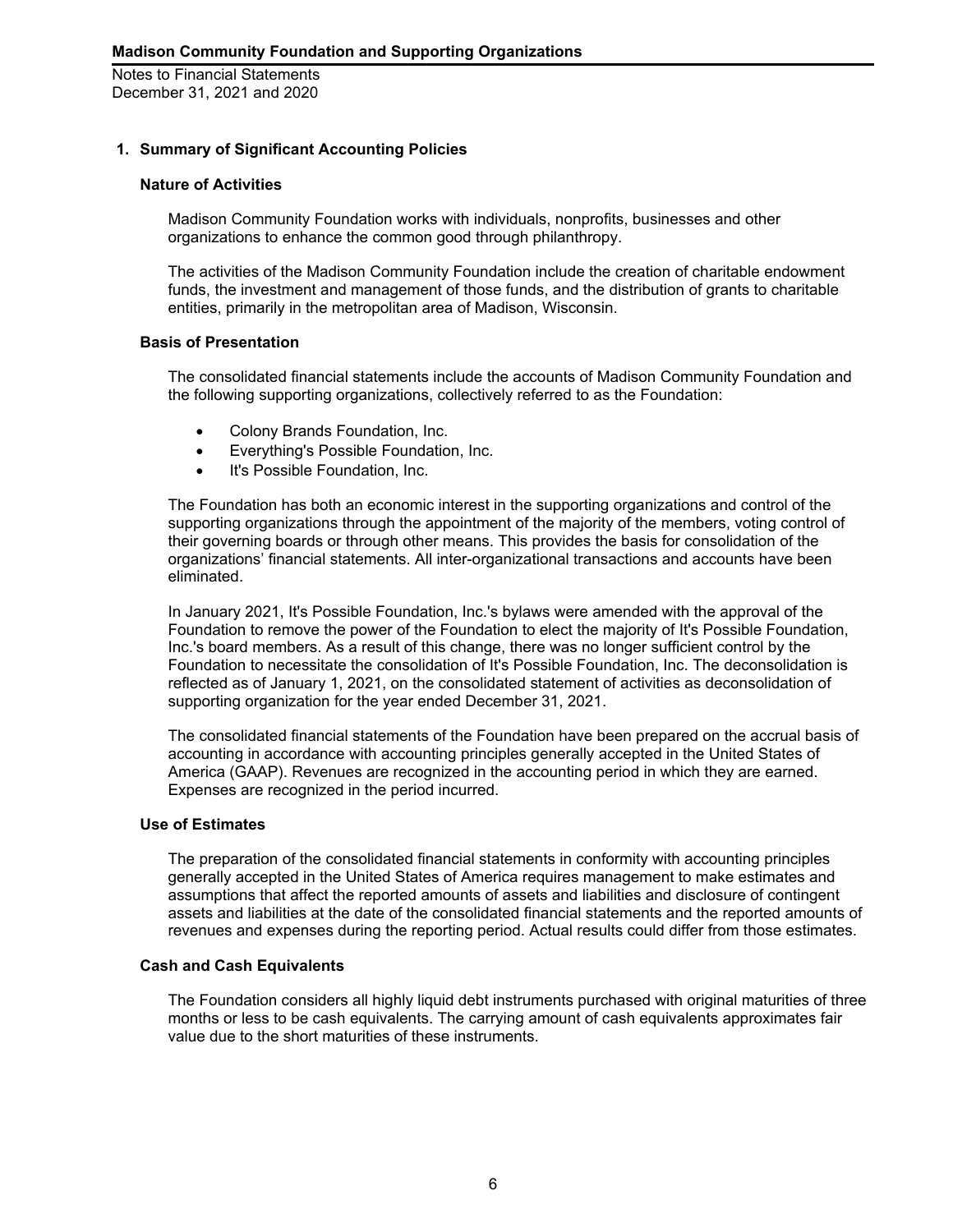## 1. Summary of Significant Accounting Policies

### Nature of Activities

Madison Community Foundation works with individuals, nonprofits, businesses and other organizations to enhance the common good through philanthropy.

The activities of the Madison Community Foundation include the creation of charitable endowment funds, the investment and management of those funds, and the distribution of grants to charitable entities, primarily in the metropolitan area of Madison, Wisconsin.

### Basis of Presentation

The consolidated financial statements include the accounts of Madison Community Foundation and the following supporting organizations, collectively referred to as the Foundation:

- Colony Brands Foundation, Inc.
- Everything's Possible Foundation, Inc.
- It's Possible Foundation, Inc.

The Foundation has both an economic interest in the supporting organizations and control of the supporting organizations through the appointment of the majority of the members, voting control of their governing boards or through other means. This provides the basis for consolidation of the organizations' financial statements. All inter-organizational transactions and accounts have been eliminated.

In January 2021, It's Possible Foundation, Inc.'s bylaws were amended with the approval of the Foundation to remove the power of the Foundation to elect the majority of It's Possible Foundation, Inc.'s board members. As a result of this change, there was no longer sufficient control by the Foundation to necessitate the consolidation of It's Possible Foundation, Inc. The deconsolidation is reflected as of January 1, 2021, on the consolidated statement of activities as deconsolidation of supporting organization for the year ended December 31, 2021.

The consolidated financial statements of the Foundation have been prepared on the accrual basis of accounting in accordance with accounting principles generally accepted in the United States of America (GAAP). Revenues are recognized in the accounting period in which they are earned. Expenses are recognized in the period incurred.

### Use of Estimates

The preparation of the consolidated financial statements in conformity with accounting principles generally accepted in the United States of America requires management to make estimates and assumptions that affect the reported amounts of assets and liabilities and disclosure of contingent assets and liabilities at the date of the consolidated financial statements and the reported amounts of revenues and expenses during the reporting period. Actual results could differ from those estimates.

### Cash and Cash Equivalents

The Foundation considers all highly liquid debt instruments purchased with original maturities of three months or less to be cash equivalents. The carrying amount of cash equivalents approximates fair value due to the short maturities of these instruments.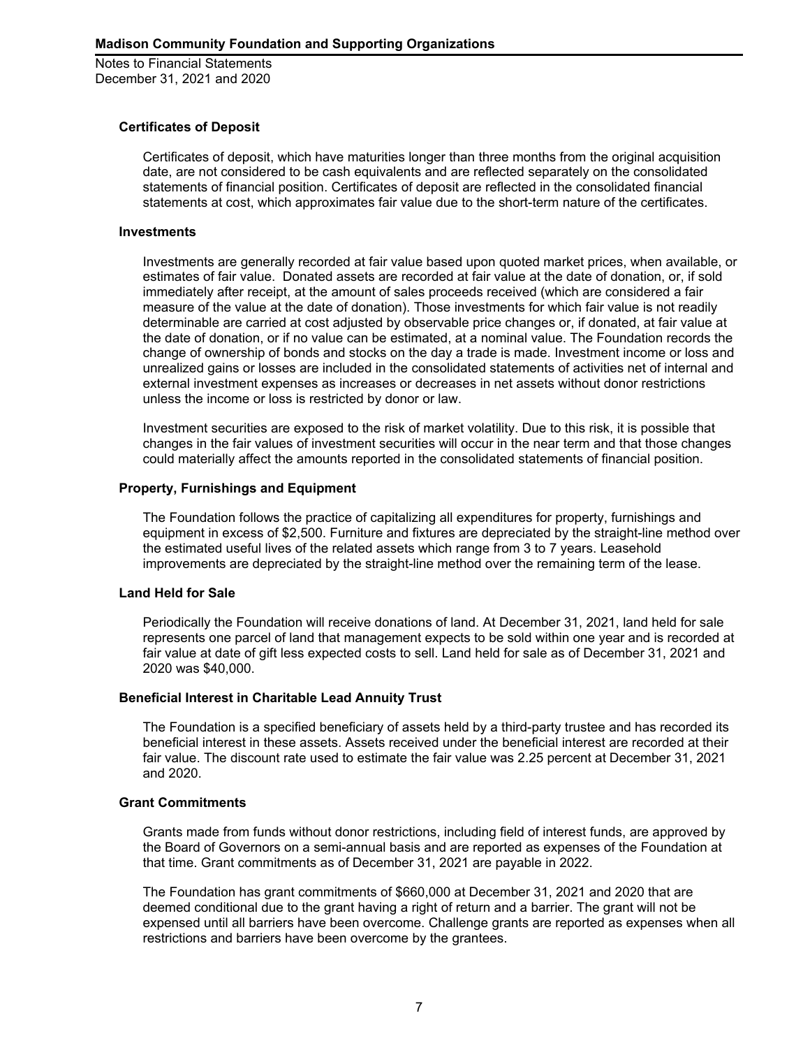### Certificates of Deposit

Certificates of deposit, which have maturities longer than three months from the original acquisition date, are not considered to be cash equivalents and are reflected separately on the consolidated statements of financial position. Certificates of deposit are reflected in the consolidated financial statements at cost, which approximates fair value due to the short-term nature of the certificates.

### Investments

Investments are generally recorded at fair value based upon quoted market prices, when available, or estimates of fair value. Donated assets are recorded at fair value at the date of donation, or, if sold immediately after receipt, at the amount of sales proceeds received (which are considered a fair measure of the value at the date of donation). Those investments for which fair value is not readily determinable are carried at cost adjusted by observable price changes or, if donated, at fair value at the date of donation, or if no value can be estimated, at a nominal value. The Foundation records the change of ownership of bonds and stocks on the day a trade is made. Investment income or loss and unrealized gains or losses are included in the consolidated statements of activities net of internal and external investment expenses as increases or decreases in net assets without donor restrictions unless the income or loss is restricted by donor or law.

Investment securities are exposed to the risk of market volatility. Due to this risk, it is possible that changes in the fair values of investment securities will occur in the near term and that those changes could materially affect the amounts reported in the consolidated statements of financial position.

### Property, Furnishings and Equipment

The Foundation follows the practice of capitalizing all expenditures for property, furnishings and equipment in excess of $2,500. Furniture and fixtures are depreciated by the straight-line method over the estimated useful lives of the related assets which range from 3 to 7 years. Leasehold improvements are depreciated by the straight-line method over the remaining term of the lease.

### Land Held for Sale

Periodically the Foundation will receive donations of land. At December 31, 2021, land held for sale represents one parcel of land that management expects to be sold within one year and is recorded at fair value at date of gift less expected costs to sell. Land held for sale as of December 31, 2021 and 2020 was $40,000.

### Beneficial Interest in Charitable Lead Annuity Trust

The Foundation is a specified beneficiary of assets held by a third-party trustee and has recorded its beneficial interest in these assets. Assets received under the beneficial interest are recorded at their fair value. The discount rate used to estimate the fair value was 2.25 percent at December 31, 2021 and 2020.

### Grant Commitments

Grants made from funds without donor restrictions, including field of interest funds, are approved by the Board of Governors on a semi-annual basis and are reported as expenses of the Foundation at that time. Grant commitments as of December 31, 2021 are payable in 2022.

The Foundation has grant commitments of $660,000 at December 31, 2021 and 2020 that are deemed conditional due to the grant having a right of return and a barrier. The grant will not be expensed until all barriers have been overcome. Challenge grants are reported as expenses when all restrictions and barriers have been overcome by the grantees.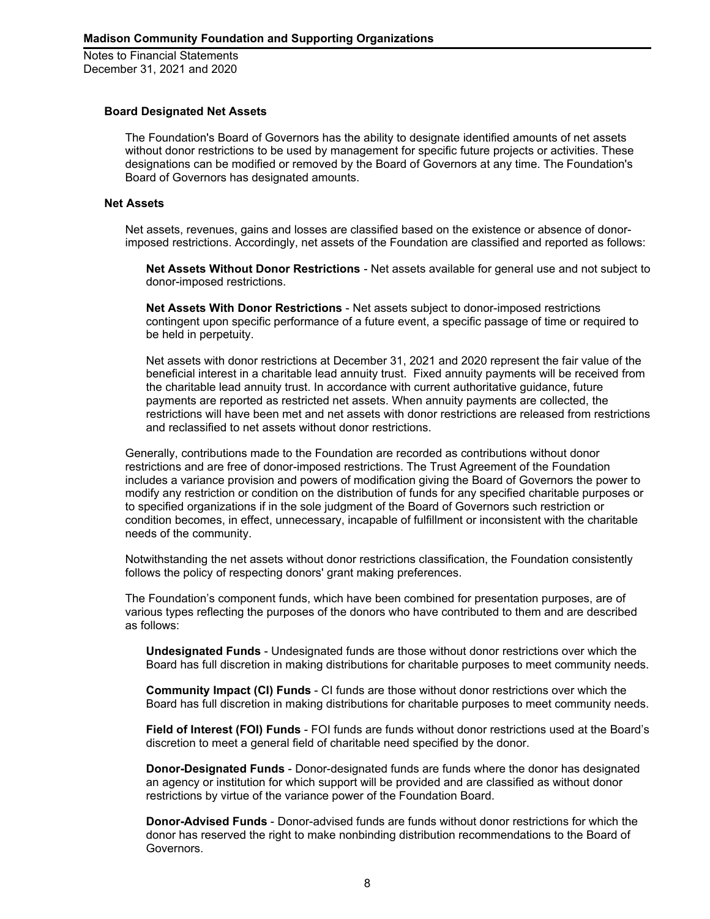### Board Designated Net Assets

The Foundation's Board of Governors has the ability to designate identified amounts of net assets without donor restrictions to be used by management for specific future projects or activities. These designations can be modified or removed by the Board of Governors at any time. The Foundation's Board of Governors has designated amounts.

### Net Assets

Net assets, revenues, gains and losses are classified based on the existence or absence of donor-imposed restrictions. Accordingly, net assets of the Foundation are classified and reported as follows:

**Net Assets Without Donor Restrictions** - Net assets available for general use and not subject to donor-imposed restrictions.

**Net Assets With Donor Restrictions** - Net assets subject to donor-imposed restrictions contingent upon specific performance of a future event, a specific passage of time or required to be held in perpetuity.

Net assets with donor restrictions at December 31, 2021 and 2020 represent the fair value of the beneficial interest in a charitable lead annuity trust. Fixed annuity payments will be received from the charitable lead annuity trust. In accordance with current authoritative guidance, future payments are reported as restricted net assets. When annuity payments are collected, the restrictions will have been met and net assets with donor restrictions are released from restrictions and reclassified to net assets without donor restrictions.

Generally, contributions made to the Foundation are recorded as contributions without donor restrictions and are free of donor-imposed restrictions. The Trust Agreement of the Foundation includes a variance provision and powers of modification giving the Board of Governors the power to modify any restriction or condition on the distribution of funds for any specified charitable purposes or to specified organizations if in the sole judgment of the Board of Governors such restriction or condition becomes, in effect, unnecessary, incapable of fulfillment or inconsistent with the charitable needs of the community.

Notwithstanding the net assets without donor restrictions classification, the Foundation consistently follows the policy of respecting donors' grant making preferences.

The Foundation's component funds, which have been combined for presentation purposes, are of various types reflecting the purposes of the donors who have contributed to them and are described as follows:

**Undesignated Funds** - Undesignated funds are those without donor restrictions over which the Board has full discretion in making distributions for charitable purposes to meet community needs.

**Community Impact (CI) Funds** - CI funds are those without donor restrictions over which the Board has full discretion in making distributions for charitable purposes to meet community needs.

**Field of Interest (FOI) Funds** - FOI funds are funds without donor restrictions used at the Board's discretion to meet a general field of charitable need specified by the donor.

**Donor-Designated Funds** - Donor-designated funds are funds where the donor has designated an agency or institution for which support will be provided and are classified as without donor restrictions by virtue of the variance power of the Foundation Board.

**Donor-Advised Funds** - Donor-advised funds are funds without donor restrictions for which the donor has reserved the right to make nonbinding distribution recommendations to the Board of Governors.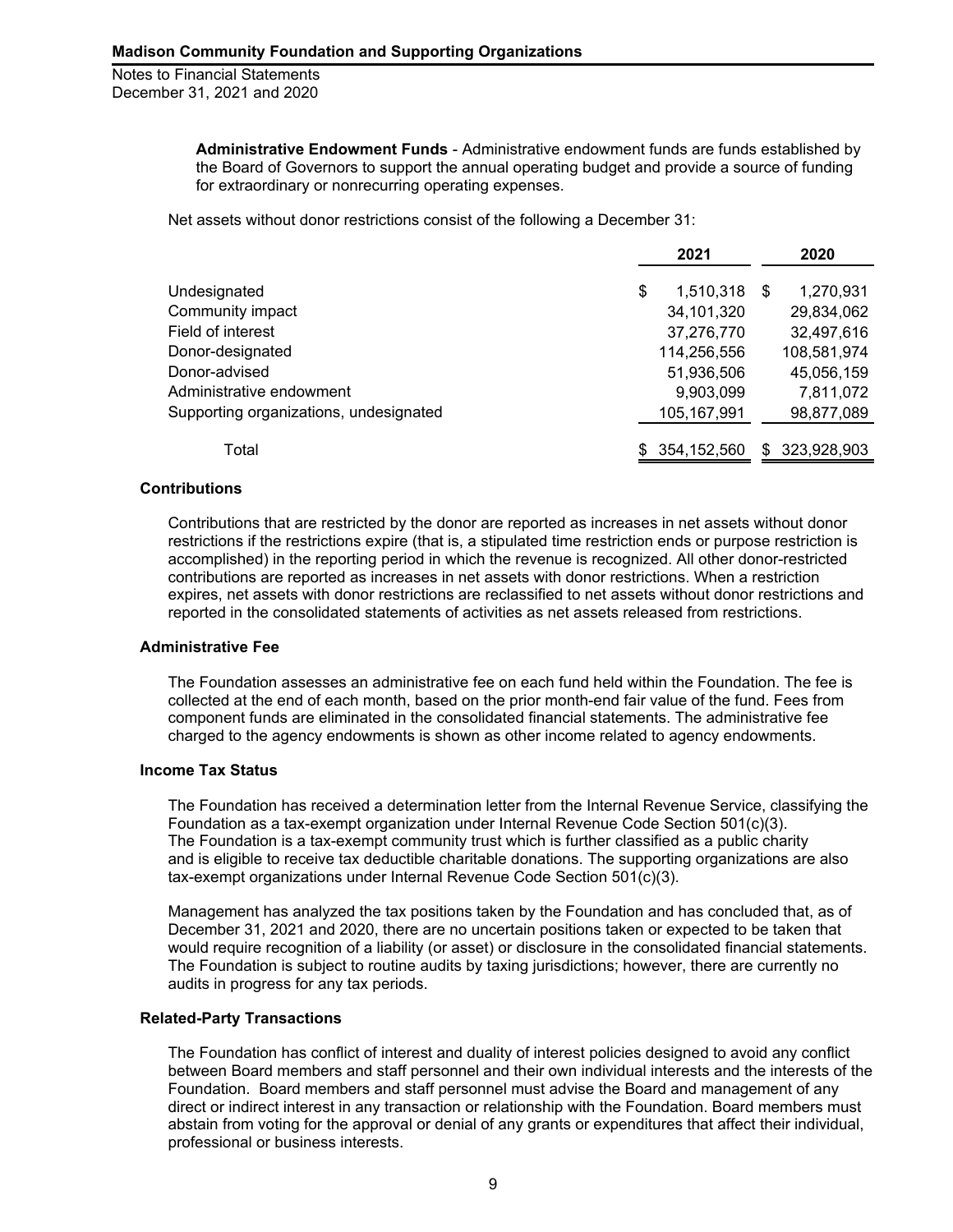**Administrative Endowment Funds** - Administrative endowment funds are funds established by the Board of Governors to support the annual operating budget and provide a source of funding for extraordinary or nonrecurring operating expenses.

Net assets without donor restrictions consist of the following a December 31:

| | 2021 | 2020 |
|---|---|---|
| Undesignated | $ 1,510,318 | $ 1,270,931 |
| Community impact | 34,101,320 | 29,834,062 |
| Field of interest | 37,276,770 | 32,497,616 |
| Donor-designated | 114,256,556 | 108,581,974 |
| Donor-advised | 51,936,506 | 45,056,159 |
| Administrative endowment | 9,903,099 | 7,811,072 |
| Supporting organizations, undesignated | 105,167,991 | 98,877,089 |
| Total | $ 354,152,560 | $ 323,928,903 |

### Contributions

Contributions that are restricted by the donor are reported as increases in net assets without donor restrictions if the restrictions expire (that is, a stipulated time restriction ends or purpose restriction is accomplished) in the reporting period in which the revenue is recognized. All other donor-restricted contributions are reported as increases in net assets with donor restrictions. When a restriction expires, net assets with donor restrictions are reclassified to net assets without donor restrictions and reported in the consolidated statements of activities as net assets released from restrictions.

### Administrative Fee

The Foundation assesses an administrative fee on each fund held within the Foundation. The fee is collected at the end of each month, based on the prior month-end fair value of the fund. Fees from component funds are eliminated in the consolidated financial statements. The administrative fee charged to the agency endowments is shown as other income related to agency endowments.

### Income Tax Status

The Foundation has received a determination letter from the Internal Revenue Service, classifying the Foundation as a tax-exempt organization under Internal Revenue Code Section 501(c)(3). The Foundation is a tax-exempt community trust which is further classified as a public charity and is eligible to receive tax deductible charitable donations. The supporting organizations are also tax-exempt organizations under Internal Revenue Code Section 501(c)(3).

Management has analyzed the tax positions taken by the Foundation and has concluded that, as of December 31, 2021 and 2020, there are no uncertain positions taken or expected to be taken that would require recognition of a liability (or asset) or disclosure in the consolidated financial statements. The Foundation is subject to routine audits by taxing jurisdictions; however, there are currently no audits in progress for any tax periods.

### Related-Party Transactions

The Foundation has conflict of interest and duality of interest policies designed to avoid any conflict between Board members and staff personnel and their own individual interests and the interests of the Foundation. Board members and staff personnel must advise the Board and management of any direct or indirect interest in any transaction or relationship with the Foundation. Board members must abstain from voting for the approval or denial of any grants or expenditures that affect their individual, professional or business interests.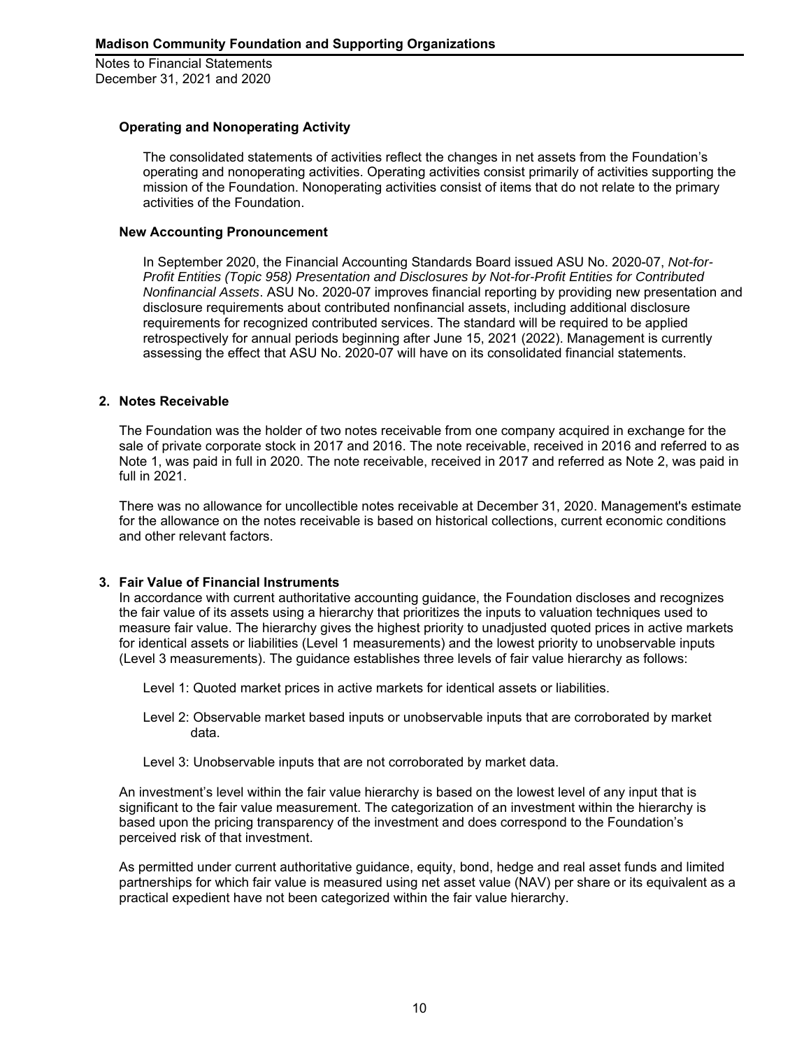**Operating and Nonoperating Activity**

The consolidated statements of activities reflect the changes in net assets from the Foundation's operating and nonoperating activities. Operating activities consist primarily of activities supporting the mission of the Foundation. Nonoperating activities consist of items that do not relate to the primary activities of the Foundation.

**New Accounting Pronouncement**

In September 2020, the Financial Accounting Standards Board issued ASU No. 2020-07, *Not-for-Profit Entities (Topic 958) Presentation and Disclosures by Not-for-Profit Entities for Contributed Nonfinancial Assets*. ASU No. 2020-07 improves financial reporting by providing new presentation and disclosure requirements about contributed nonfinancial assets, including additional disclosure requirements for recognized contributed services. The standard will be required to be applied retrospectively for annual periods beginning after June 15, 2021 (2022). Management is currently assessing the effect that ASU No. 2020-07 will have on its consolidated financial statements.

## 2. Notes Receivable

The Foundation was the holder of two notes receivable from one company acquired in exchange for the sale of private corporate stock in 2017 and 2016. The note receivable, received in 2016 and referred to as Note 1, was paid in full in 2020. The note receivable, received in 2017 and referred as Note 2, was paid in full in 2021.

There was no allowance for uncollectible notes receivable at December 31, 2020. Management's estimate for the allowance on the notes receivable is based on historical collections, current economic conditions and other relevant factors.

## 3. Fair Value of Financial Instruments

In accordance with current authoritative accounting guidance, the Foundation discloses and recognizes the fair value of its assets using a hierarchy that prioritizes the inputs to valuation techniques used to measure fair value. The hierarchy gives the highest priority to unadjusted quoted prices in active markets for identical assets or liabilities (Level 1 measurements) and the lowest priority to unobservable inputs (Level 3 measurements). The guidance establishes three levels of fair value hierarchy as follows:

Level 1: Quoted market prices in active markets for identical assets or liabilities.

Level 2: Observable market based inputs or unobservable inputs that are corroborated by market data.

Level 3: Unobservable inputs that are not corroborated by market data.

An investment's level within the fair value hierarchy is based on the lowest level of any input that is significant to the fair value measurement. The categorization of an investment within the hierarchy is based upon the pricing transparency of the investment and does correspond to the Foundation's perceived risk of that investment.

As permitted under current authoritative guidance, equity, bond, hedge and real asset funds and limited partnerships for which fair value is measured using net asset value (NAV) per share or its equivalent as a practical expedient have not been categorized within the fair value hierarchy.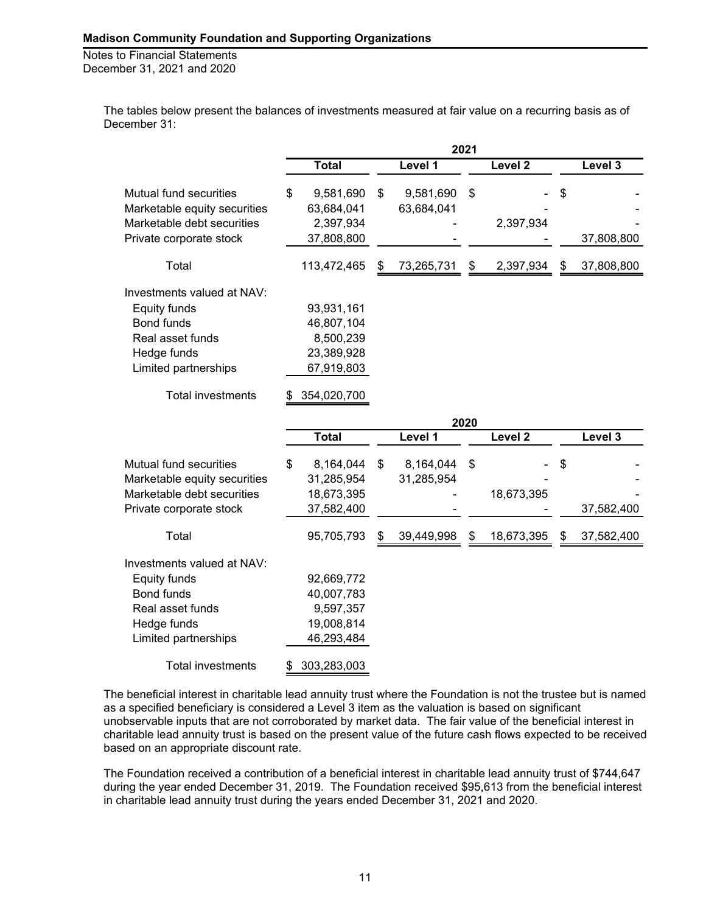The tables below present the balances of investments measured at fair value on a recurring basis as of December 31:

| | 2021 | | | |
|---|---|---|---|---|
| | Total | Level 1 | Level 2 | Level 3 |
| Mutual fund securities | $ 9,581,690 | $ 9,581,690 | $ - | $ - |
| Marketable equity securities | 63,684,041 | 63,684,041 | - | - |
| Marketable debt securities | 2,397,934 | - | 2,397,934 | - |
| Private corporate stock | 37,808,800 | - | - | 37,808,800 |
| Total | 113,472,465 | $ 73,265,731 | $ 2,397,934 | $ 37,808,800 |
| Investments valued at NAV: | | | | |
| Equity funds | 93,931,161 | | | |
| Bond funds | 46,807,104 | | | |
| Real asset funds | 8,500,239 | | | |
| Hedge funds | 23,389,928 | | | |
| Limited partnerships | 67,919,803 | | | |
| Total investments | $ 354,020,700 | | | |

| | 2020 | | | |
|---|---|---|---|---|
| | Total | Level 1 | Level 2 | Level 3 |
| Mutual fund securities | $ 8,164,044 | $ 8,164,044 | $ - | $ - |
| Marketable equity securities | 31,285,954 | 31,285,954 | - | - |
| Marketable debt securities | 18,673,395 | - | 18,673,395 | - |
| Private corporate stock | 37,582,400 | - | - | 37,582,400 |
| Total | 95,705,793 | $ 39,449,998 | $ 18,673,395 | $ 37,582,400 |
| Investments valued at NAV: | | | | |
| Equity funds | 92,669,772 | | | |
| Bond funds | 40,007,783 | | | |
| Real asset funds | 9,597,357 | | | |
| Hedge funds | 19,008,814 | | | |
| Limited partnerships | 46,293,484 | | | |
| Total investments | $ 303,283,003 | | | |

The beneficial interest in charitable lead annuity trust where the Foundation is not the trustee but is named as a specified beneficiary is considered a Level 3 item as the valuation is based on significant unobservable inputs that are not corroborated by market data. The fair value of the beneficial interest in charitable lead annuity trust is based on the present value of the future cash flows expected to be received based on an appropriate discount rate.

The Foundation received a contribution of a beneficial interest in charitable lead annuity trust of $744,647 during the year ended December 31, 2019. The Foundation received $95,613 from the beneficial interest in charitable lead annuity trust during the years ended December 31, 2021 and 2020.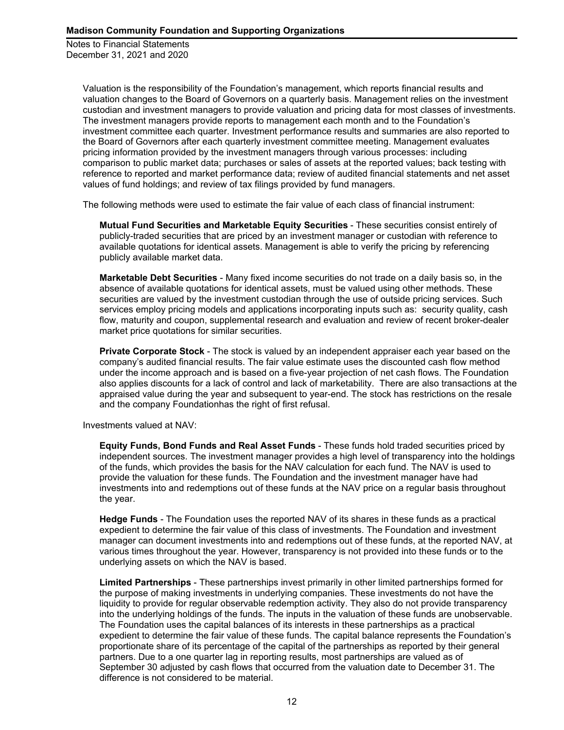Valuation is the responsibility of the Foundation's management, which reports financial results and valuation changes to the Board of Governors on a quarterly basis. Management relies on the investment custodian and investment managers to provide valuation and pricing data for most classes of investments. The investment managers provide reports to management each month and to the Foundation's investment committee each quarter. Investment performance results and summaries are also reported to the Board of Governors after each quarterly investment committee meeting. Management evaluates pricing information provided by the investment managers through various processes: including comparison to public market data; purchases or sales of assets at the reported values; back testing with reference to reported and market performance data; review of audited financial statements and net asset values of fund holdings; and review of tax filings provided by fund managers.

The following methods were used to estimate the fair value of each class of financial instrument:

**Mutual Fund Securities and Marketable Equity Securities** - These securities consist entirely of publicly-traded securities that are priced by an investment manager or custodian with reference to available quotations for identical assets. Management is able to verify the pricing by referencing publicly available market data.

**Marketable Debt Securities** - Many fixed income securities do not trade on a daily basis so, in the absence of available quotations for identical assets, must be valued using other methods. These securities are valued by the investment custodian through the use of outside pricing services. Such services employ pricing models and applications incorporating inputs such as: security quality, cash flow, maturity and coupon, supplemental research and evaluation and review of recent broker-dealer market price quotations for similar securities.

**Private Corporate Stock** - The stock is valued by an independent appraiser each year based on the company's audited financial results. The fair value estimate uses the discounted cash flow method under the income approach and is based on a five-year projection of net cash flows. The Foundation also applies discounts for a lack of control and lack of marketability. There are also transactions at the appraised value during the year and subsequent to year-end. The stock has restrictions on the resale and the company Foundationhas the right of first refusal.

Investments valued at NAV:

**Equity Funds, Bond Funds and Real Asset Funds** - These funds hold traded securities priced by independent sources. The investment manager provides a high level of transparency into the holdings of the funds, which provides the basis for the NAV calculation for each fund. The NAV is used to provide the valuation for these funds. The Foundation and the investment manager have had investments into and redemptions out of these funds at the NAV price on a regular basis throughout the year.

**Hedge Funds** - The Foundation uses the reported NAV of its shares in these funds as a practical expedient to determine the fair value of this class of investments. The Foundation and investment manager can document investments into and redemptions out of these funds, at the reported NAV, at various times throughout the year. However, transparency is not provided into these funds or to the underlying assets on which the NAV is based.

**Limited Partnerships** - These partnerships invest primarily in other limited partnerships formed for the purpose of making investments in underlying companies. These investments do not have the liquidity to provide for regular observable redemption activity. They also do not provide transparency into the underlying holdings of the funds. The inputs in the valuation of these funds are unobservable. The Foundation uses the capital balances of its interests in these partnerships as a practical expedient to determine the fair value of these funds. The capital balance represents the Foundation's proportionate share of its percentage of the capital of the partnerships as reported by their general partners. Due to a one quarter lag in reporting results, most partnerships are valued as of September 30 adjusted by cash flows that occurred from the valuation date to December 31. The difference is not considered to be material.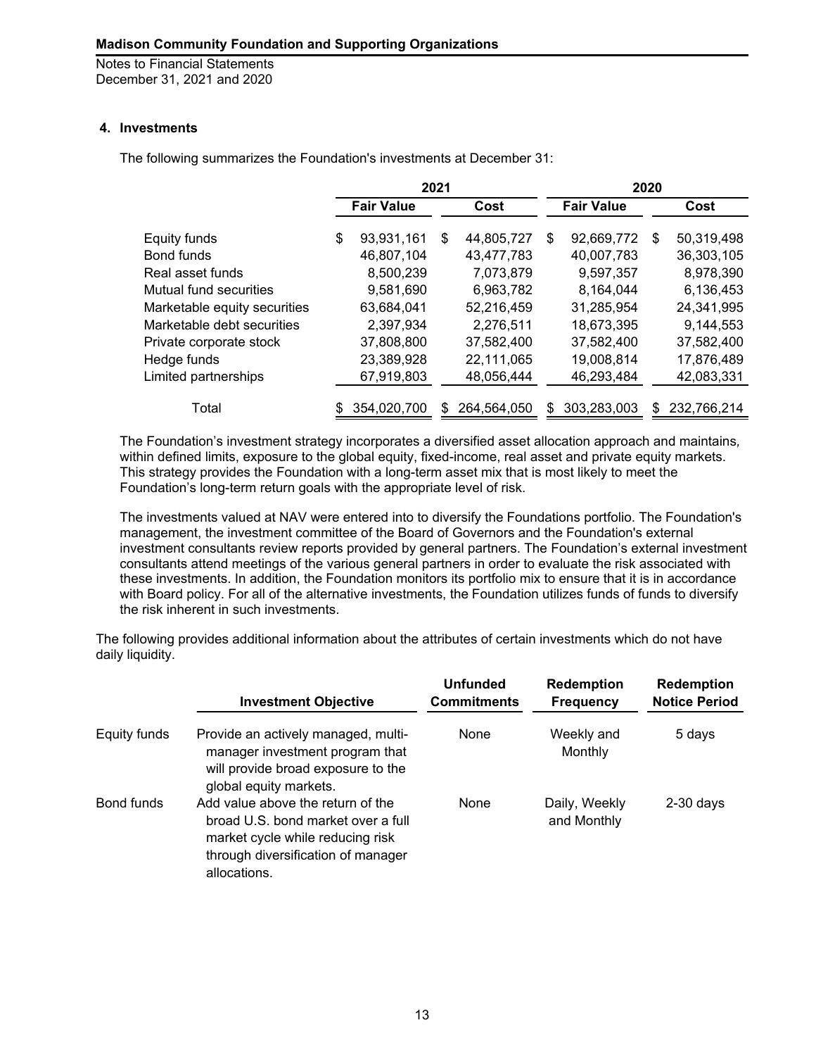## 4. Investments

The following summarizes the Foundation's investments at December 31:

| | 2021 | | 2020 | |
|---|---|---|---|---|
| | Fair Value | Cost | Fair Value | Cost |
| Equity funds | $ 93,931,161 | $ 44,805,727 | $ 92,669,772 | $ 50,319,498 |
| Bond funds | 46,807,104 | 43,477,783 | 40,007,783 | 36,303,105 |
| Real asset funds | 8,500,239 | 7,073,879 | 9,597,357 | 8,978,390 |
| Mutual fund securities | 9,581,690 | 6,963,782 | 8,164,044 | 6,136,453 |
| Marketable equity securities | 63,684,041 | 52,216,459 | 31,285,954 | 24,341,995 |
| Marketable debt securities | 2,397,934 | 2,276,511 | 18,673,395 | 9,144,553 |
| Private corporate stock | 37,808,800 | 37,582,400 | 37,582,400 | 37,582,400 |
| Hedge funds | 23,389,928 | 22,111,065 | 19,008,814 | 17,876,489 |
| Limited partnerships | 67,919,803 | 48,056,444 | 46,293,484 | 42,083,331 |
| Total | $ 354,020,700 | $ 264,564,050 | $ 303,283,003 | $ 232,766,214 |

The Foundation's investment strategy incorporates a diversified asset allocation approach and maintains, within defined limits, exposure to the global equity, fixed-income, real asset and private equity markets. This strategy provides the Foundation with a long-term asset mix that is most likely to meet the Foundation's long-term return goals with the appropriate level of risk.

The investments valued at NAV were entered into to diversify the Foundations portfolio. The Foundation's management, the investment committee of the Board of Governors and the Foundation's external investment consultants review reports provided by general partners. The Foundation's external investment consultants attend meetings of the various general partners in order to evaluate the risk associated with these investments. In addition, the Foundation monitors its portfolio mix to ensure that it is in accordance with Board policy. For all of the alternative investments, the Foundation utilizes funds of funds to diversify the risk inherent in such investments.

The following provides additional information about the attributes of certain investments which do not have daily liquidity.

| | Investment Objective | Unfunded Commitments | Redemption Frequency | Redemption Notice Period |
|---|---|---|---|---|
| Equity funds | Provide an actively managed, multi-manager investment program that will provide broad exposure to the global equity markets. | None | Weekly and Monthly | 5 days |
| Bond funds | Add value above the return of the broad U.S. bond market over a full market cycle while reducing risk through diversification of manager allocations. | None | Daily, Weekly and Monthly | 2-30 days |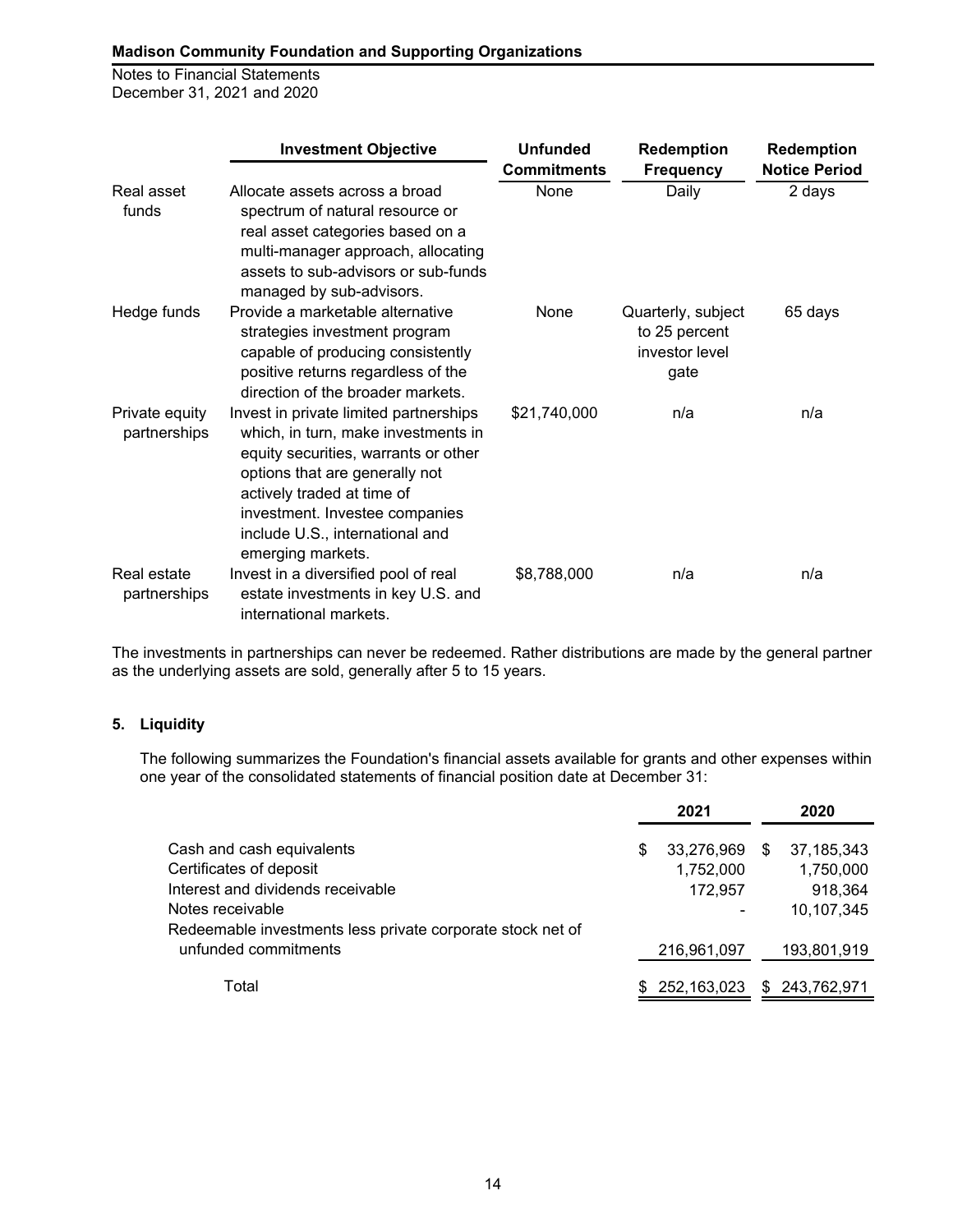| | Investment Objective | Unfunded Commitments | Redemption Frequency | Redemption Notice Period |
|---|---|---|---|---|
| Real asset funds | Allocate assets across a broad spectrum of natural resource or real asset categories based on a multi-manager approach, allocating assets to sub-advisors or sub-funds managed by sub-advisors. | None | Daily | 2 days |
| Hedge funds | Provide a marketable alternative strategies investment program capable of producing consistently positive returns regardless of the direction of the broader markets. | None | Quarterly, subject to 25 percent investor level gate | 65 days |
| Private equity partnerships | Invest in private limited partnerships which, in turn, make investments in equity securities, warrants or other options that are generally not actively traded at time of investment. Investee companies include U.S., international and emerging markets. | $21,740,000 | n/a | n/a |
| Real estate partnerships | Invest in a diversified pool of real estate investments in key U.S. and international markets. | $8,788,000 | n/a | n/a |

The investments in partnerships can never be redeemed. Rather distributions are made by the general partner as the underlying assets are sold, generally after 5 to 15 years.

## 5. Liquidity

The following summarizes the Foundation's financial assets available for grants and other expenses within one year of the consolidated statements of financial position date at December 31:

| | 2021 | 2020 |
|---|---|---|
| Cash and cash equivalents | $ 33,276,969 | $ 37,185,343 |
| Certificates of deposit | 1,752,000 | 1,750,000 |
| Interest and dividends receivable | 172,957 | 918,364 |
| Notes receivable | - | 10,107,345 |
| Redeemable investments less private corporate stock net of unfunded commitments | 216,961,097 | 193,801,919 |
| Total | $ 252,163,023 | $ 243,762,971 |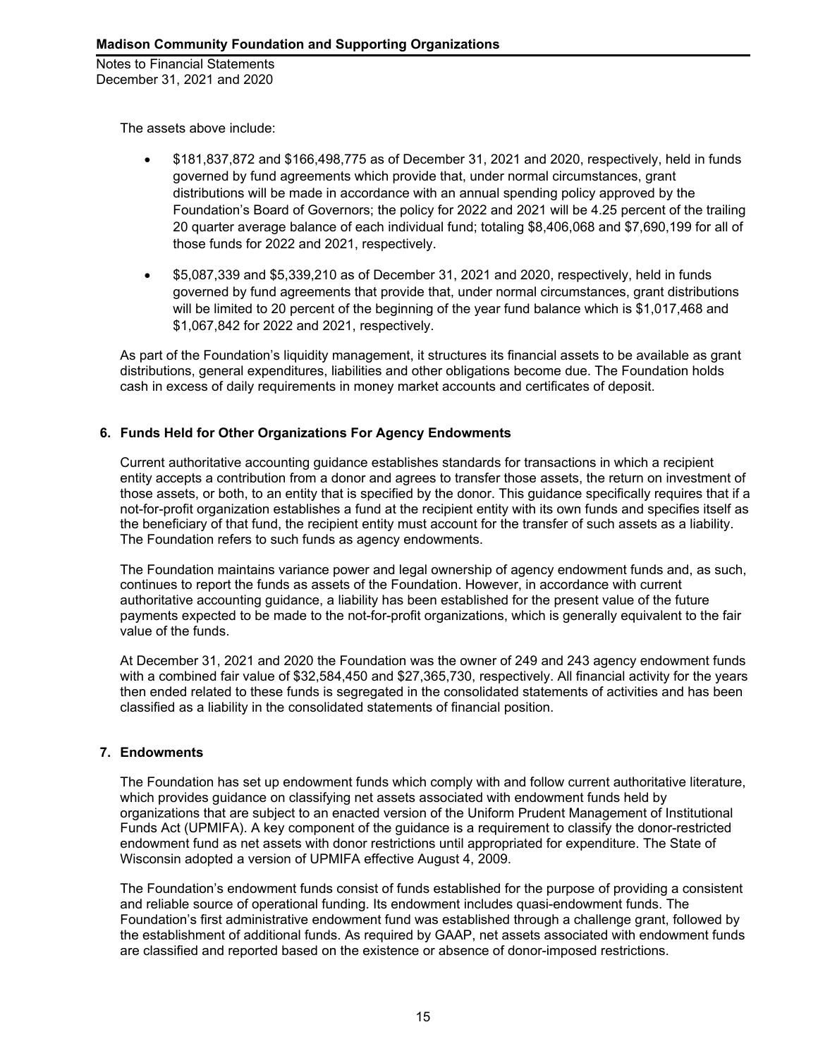The assets above include:

- $181,837,872 and $166,498,775 as of December 31, 2021 and 2020, respectively, held in funds governed by fund agreements which provide that, under normal circumstances, grant distributions will be made in accordance with an annual spending policy approved by the Foundation's Board of Governors; the policy for 2022 and 2021 will be 4.25 percent of the trailing 20 quarter average balance of each individual fund; totaling $8,406,068 and $7,690,199 for all of those funds for 2022 and 2021, respectively.

- $5,087,339 and $5,339,210 as of December 31, 2021 and 2020, respectively, held in funds governed by fund agreements that provide that, under normal circumstances, grant distributions will be limited to 20 percent of the beginning of the year fund balance which is $1,017,468 and $1,067,842 for 2022 and 2021, respectively.

As part of the Foundation's liquidity management, it structures its financial assets to be available as grant distributions, general expenditures, liabilities and other obligations become due. The Foundation holds cash in excess of daily requirements in money market accounts and certificates of deposit.

## 6. Funds Held for Other Organizations For Agency Endowments

Current authoritative accounting guidance establishes standards for transactions in which a recipient entity accepts a contribution from a donor and agrees to transfer those assets, the return on investment of those assets, or both, to an entity that is specified by the donor. This guidance specifically requires that if a not-for-profit organization establishes a fund at the recipient entity with its own funds and specifies itself as the beneficiary of that fund, the recipient entity must account for the transfer of such assets as a liability. The Foundation refers to such funds as agency endowments.

The Foundation maintains variance power and legal ownership of agency endowment funds and, as such, continues to report the funds as assets of the Foundation. However, in accordance with current authoritative accounting guidance, a liability has been established for the present value of the future payments expected to be made to the not-for-profit organizations, which is generally equivalent to the fair value of the funds.

At December 31, 2021 and 2020 the Foundation was the owner of 249 and 243 agency endowment funds with a combined fair value of $32,584,450 and $27,365,730, respectively. All financial activity for the years then ended related to these funds is segregated in the consolidated statements of activities and has been classified as a liability in the consolidated statements of financial position.

## 7. Endowments

The Foundation has set up endowment funds which comply with and follow current authoritative literature, which provides guidance on classifying net assets associated with endowment funds held by organizations that are subject to an enacted version of the Uniform Prudent Management of Institutional Funds Act (UPMIFA). A key component of the guidance is a requirement to classify the donor-restricted endowment fund as net assets with donor restrictions until appropriated for expenditure. The State of Wisconsin adopted a version of UPMIFA effective August 4, 2009.

The Foundation's endowment funds consist of funds established for the purpose of providing a consistent and reliable source of operational funding. Its endowment includes quasi-endowment funds. The Foundation's first administrative endowment fund was established through a challenge grant, followed by the establishment of additional funds. As required by GAAP, net assets associated with endowment funds are classified and reported based on the existence or absence of donor-imposed restrictions.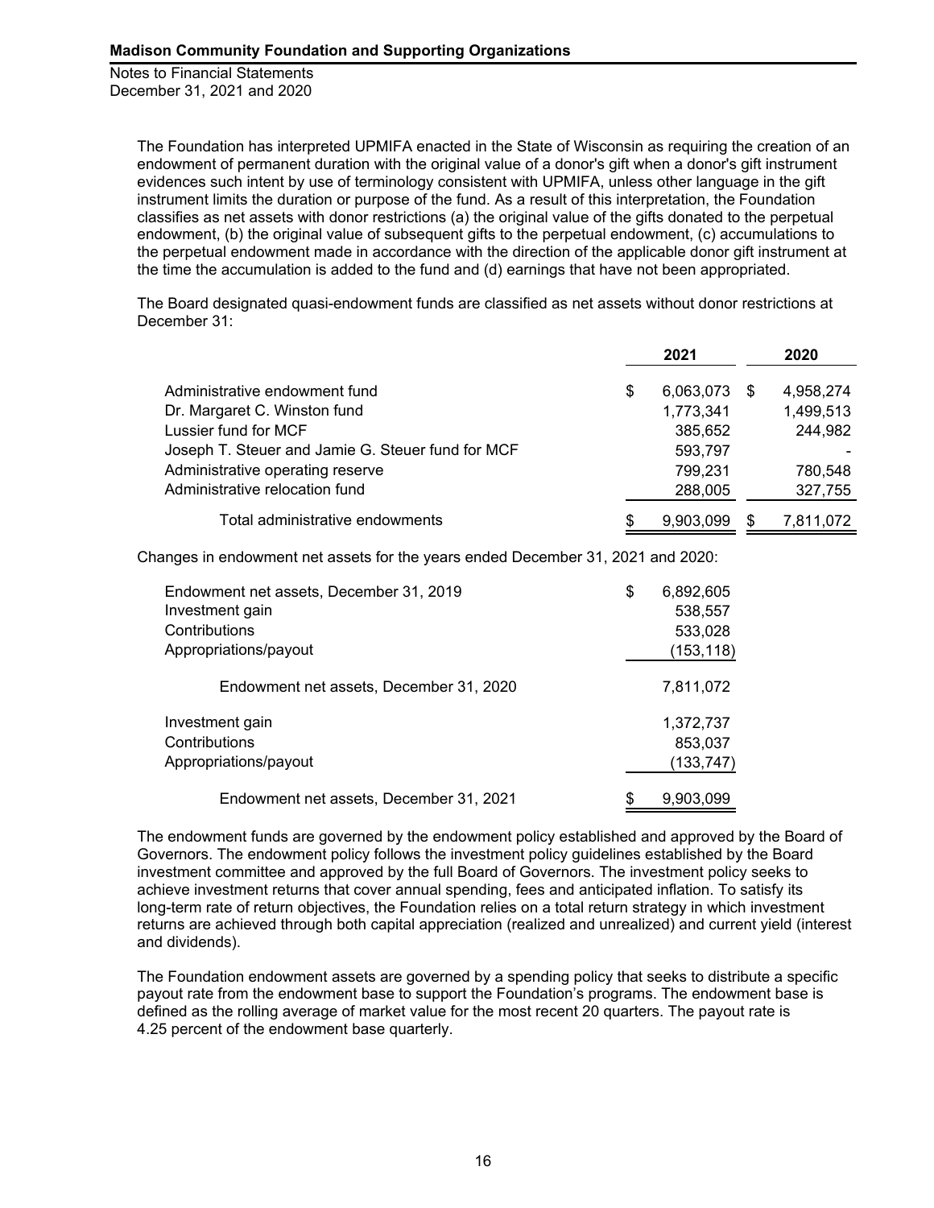The Foundation has interpreted UPMIFA enacted in the State of Wisconsin as requiring the creation of an endowment of permanent duration with the original value of a donor's gift when a donor's gift instrument evidences such intent by use of terminology consistent with UPMIFA, unless other language in the gift instrument limits the duration or purpose of the fund. As a result of this interpretation, the Foundation classifies as net assets with donor restrictions (a) the original value of the gifts donated to the perpetual endowment, (b) the original value of subsequent gifts to the perpetual endowment, (c) accumulations to the perpetual endowment made in accordance with the direction of the applicable donor gift instrument at the time the accumulation is added to the fund and (d) earnings that have not been appropriated.

The Board designated quasi-endowment funds are classified as net assets without donor restrictions at December 31:

| | 2021 | 2020 |
|---|---|---|
| Administrative endowment fund | $ 6,063,073 | $ 4,958,274 |
| Dr. Margaret C. Winston fund | 1,773,341 | 1,499,513 |
| Lussier fund for MCF | 385,652 | 244,982 |
| Joseph T. Steuer and Jamie G. Steuer fund for MCF | 593,797 | - |
| Administrative operating reserve | 799,231 | 780,548 |
| Administrative relocation fund | 288,005 | 327,755 |
| Total administrative endowments | $ 9,903,099 | $ 7,811,072 |

Changes in endowment net assets for the years ended December 31, 2021 and 2020:

| | |
|---|---|
| Endowment net assets, December 31, 2019 | $ 6,892,605 |
| Investment gain | 538,557 |
| Contributions | 533,028 |
| Appropriations/payout | (153,118) |
| Endowment net assets, December 31, 2020 | 7,811,072 |
| Investment gain | 1,372,737 |
| Contributions | 853,037 |
| Appropriations/payout | (133,747) |
| Endowment net assets, December 31, 2021 | $ 9,903,099 |

The endowment funds are governed by the endowment policy established and approved by the Board of Governors. The endowment policy follows the investment policy guidelines established by the Board investment committee and approved by the full Board of Governors. The investment policy seeks to achieve investment returns that cover annual spending, fees and anticipated inflation. To satisfy its long-term rate of return objectives, the Foundation relies on a total return strategy in which investment returns are achieved through both capital appreciation (realized and unrealized) and current yield (interest and dividends).

The Foundation endowment assets are governed by a spending policy that seeks to distribute a specific payout rate from the endowment base to support the Foundation's programs. The endowment base is defined as the rolling average of market value for the most recent 20 quarters. The payout rate is 4.25 percent of the endowment base quarterly.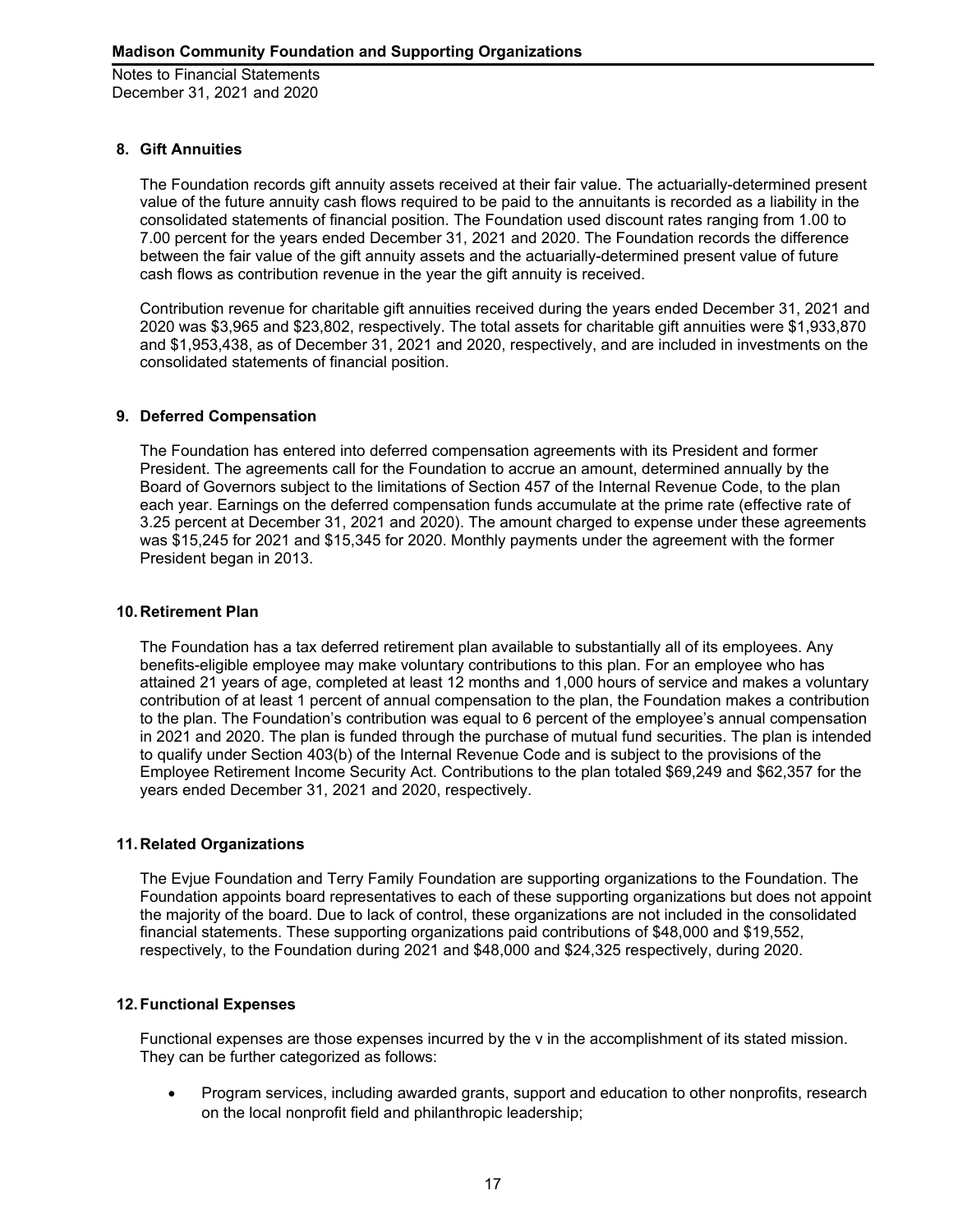## 8. Gift Annuities

The Foundation records gift annuity assets received at their fair value. The actuarially-determined present value of the future annuity cash flows required to be paid to the annuitants is recorded as a liability in the consolidated statements of financial position. The Foundation used discount rates ranging from 1.00 to 7.00 percent for the years ended December 31, 2021 and 2020. The Foundation records the difference between the fair value of the gift annuity assets and the actuarially-determined present value of future cash flows as contribution revenue in the year the gift annuity is received.

Contribution revenue for charitable gift annuities received during the years ended December 31, 2021 and 2020 was $3,965 and $23,802, respectively. The total assets for charitable gift annuities were $1,933,870 and $1,953,438, as of December 31, 2021 and 2020, respectively, and are included in investments on the consolidated statements of financial position.

## 9. Deferred Compensation

The Foundation has entered into deferred compensation agreements with its President and former President. The agreements call for the Foundation to accrue an amount, determined annually by the Board of Governors subject to the limitations of Section 457 of the Internal Revenue Code, to the plan each year. Earnings on the deferred compensation funds accumulate at the prime rate (effective rate of 3.25 percent at December 31, 2021 and 2020). The amount charged to expense under these agreements was $15,245 for 2021 and $15,345 for 2020. Monthly payments under the agreement with the former President began in 2013.

## 10. Retirement Plan

The Foundation has a tax deferred retirement plan available to substantially all of its employees. Any benefits-eligible employee may make voluntary contributions to this plan. For an employee who has attained 21 years of age, completed at least 12 months and 1,000 hours of service and makes a voluntary contribution of at least 1 percent of annual compensation to the plan, the Foundation makes a contribution to the plan. The Foundation's contribution was equal to 6 percent of the employee's annual compensation in 2021 and 2020. The plan is funded through the purchase of mutual fund securities. The plan is intended to qualify under Section 403(b) of the Internal Revenue Code and is subject to the provisions of the Employee Retirement Income Security Act. Contributions to the plan totaled $69,249 and $62,357 for the years ended December 31, 2021 and 2020, respectively.

## 11. Related Organizations

The Evjue Foundation and Terry Family Foundation are supporting organizations to the Foundation. The Foundation appoints board representatives to each of these supporting organizations but does not appoint the majority of the board. Due to lack of control, these organizations are not included in the consolidated financial statements. These supporting organizations paid contributions of $48,000 and $19,552, respectively, to the Foundation during 2021 and $48,000 and $24,325 respectively, during 2020.

## 12. Functional Expenses

Functional expenses are those expenses incurred by the v in the accomplishment of its stated mission. They can be further categorized as follows:

- Program services, including awarded grants, support and education to other nonprofits, research on the local nonprofit field and philanthropic leadership;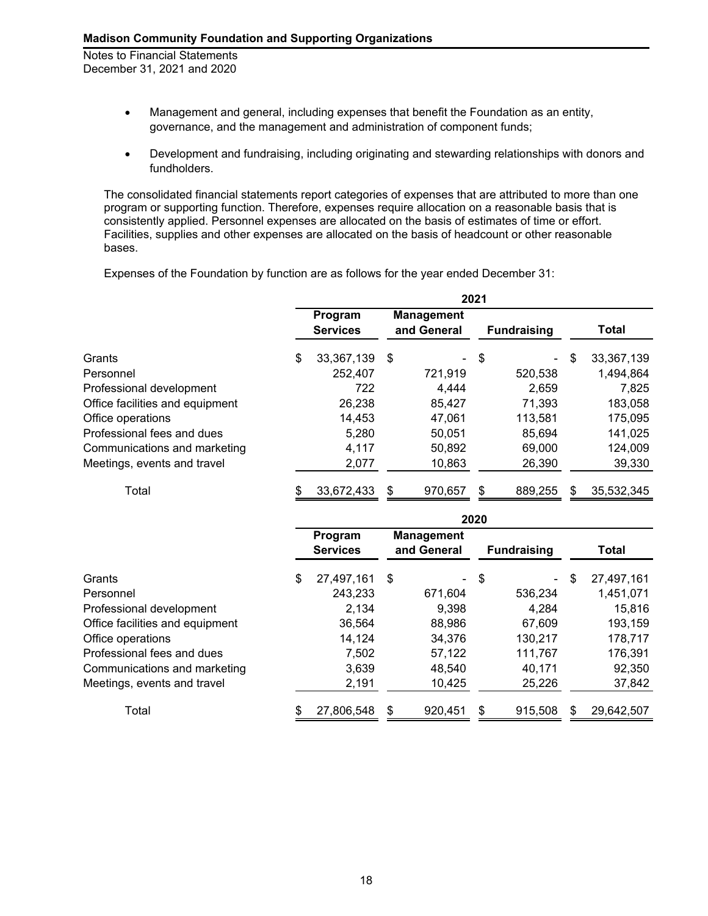- Management and general, including expenses that benefit the Foundation as an entity, governance, and the management and administration of component funds;
- Development and fundraising, including originating and stewarding relationships with donors and fundholders.

The consolidated financial statements report categories of expenses that are attributed to more than one program or supporting function. Therefore, expenses require allocation on a reasonable basis that is consistently applied. Personnel expenses are allocated on the basis of estimates of time or effort. Facilities, supplies and other expenses are allocated on the basis of headcount or other reasonable bases.

Expenses of the Foundation by function are as follows for the year ended December 31:

| | 2021 | | | |
|---|---|---|---|---|
| | Program Services | Management and General | Fundraising | Total |
| Grants | $ 33,367,139 | $ - | $ - | $ 33,367,139 |
| Personnel | 252,407 | 721,919 | 520,538 | 1,494,864 |
| Professional development | 722 | 4,444 | 2,659 | 7,825 |
| Office facilities and equipment | 26,238 | 85,427 | 71,393 | 183,058 |
| Office operations | 14,453 | 47,061 | 113,581 | 175,095 |
| Professional fees and dues | 5,280 | 50,051 | 85,694 | 141,025 |
| Communications and marketing | 4,117 | 50,892 | 69,000 | 124,009 |
| Meetings, events and travel | 2,077 | 10,863 | 26,390 | 39,330 |
| Total | $ 33,672,433 | $ 970,657 | $ 889,255 | $ 35,532,345 |

| | 2020 | | | |
|---|---|---|---|---|
| | Program Services | Management and General | Fundraising | Total |
| Grants | $ 27,497,161 | $ - | $ - | $ 27,497,161 |
| Personnel | 243,233 | 671,604 | 536,234 | 1,451,071 |
| Professional development | 2,134 | 9,398 | 4,284 | 15,816 |
| Office facilities and equipment | 36,564 | 88,986 | 67,609 | 193,159 |
| Office operations | 14,124 | 34,376 | 130,217 | 178,717 |
| Professional fees and dues | 7,502 | 57,122 | 111,767 | 176,391 |
| Communications and marketing | 3,639 | 48,540 | 40,171 | 92,350 |
| Meetings, events and travel | 2,191 | 10,425 | 25,226 | 37,842 |
| Total | $ 27,806,548 | $ 920,451 | $ 915,508 | $ 29,642,507 |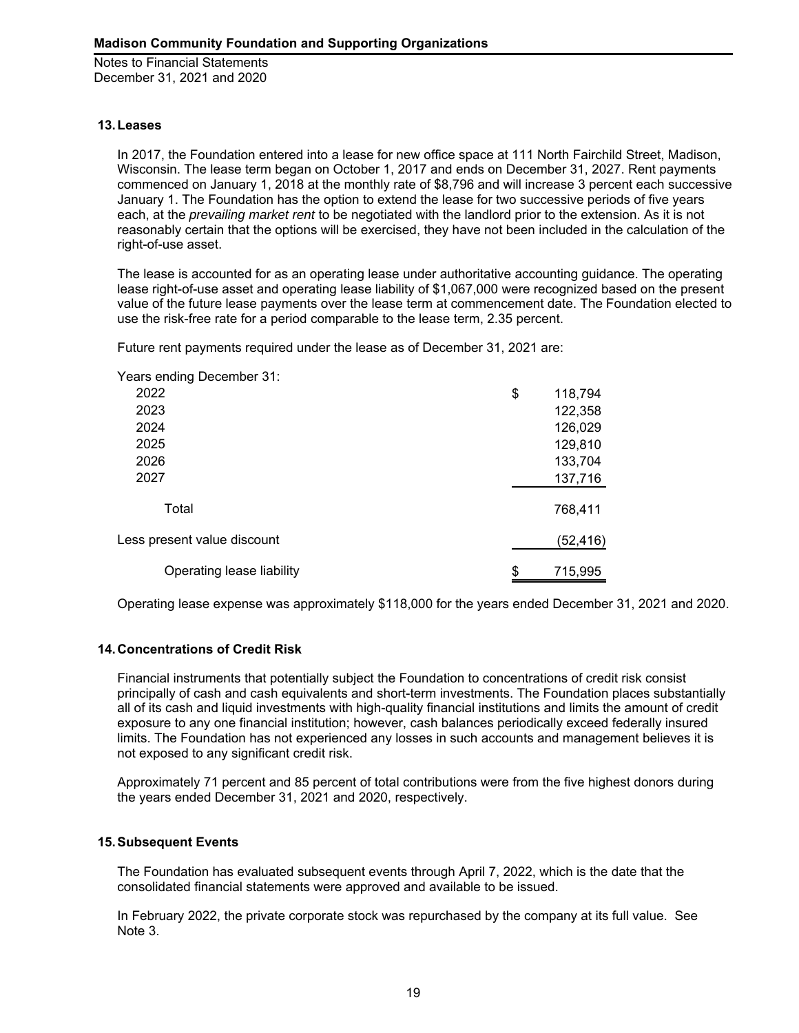## 13. Leases

In 2017, the Foundation entered into a lease for new office space at 111 North Fairchild Street, Madison, Wisconsin. The lease term began on October 1, 2017 and ends on December 31, 2027. Rent payments commenced on January 1, 2018 at the monthly rate of $8,796 and will increase 3 percent each successive January 1. The Foundation has the option to extend the lease for two successive periods of five years each, at the *prevailing market rent* to be negotiated with the landlord prior to the extension. As it is not reasonably certain that the options will be exercised, they have not been included in the calculation of the right-of-use asset.

The lease is accounted for as an operating lease under authoritative accounting guidance. The operating lease right-of-use asset and operating lease liability of $1,067,000 were recognized based on the present value of the future lease payments over the lease term at commencement date. The Foundation elected to use the risk-free rate for a period comparable to the lease term, 2.35 percent.

Future rent payments required under the lease as of December 31, 2021 are:

| | |
|---|---|
| Years ending December 31: | |
| 2022 | $ 118,794 |
| 2023 | 122,358 |
| 2024 | 126,029 |
| 2025 | 129,810 |
| 2026 | 133,704 |
| 2027 | 137,716 |
| Total | 768,411 |
| Less present value discount | (52,416) |
| Operating lease liability | $ 715,995 |

Operating lease expense was approximately $118,000 for the years ended December 31, 2021 and 2020.

## 14. Concentrations of Credit Risk

Financial instruments that potentially subject the Foundation to concentrations of credit risk consist principally of cash and cash equivalents and short-term investments. The Foundation places substantially all of its cash and liquid investments with high-quality financial institutions and limits the amount of credit exposure to any one financial institution; however, cash balances periodically exceed federally insured limits. The Foundation has not experienced any losses in such accounts and management believes it is not exposed to any significant credit risk.

Approximately 71 percent and 85 percent of total contributions were from the five highest donors during the years ended December 31, 2021 and 2020, respectively.

## 15. Subsequent Events

The Foundation has evaluated subsequent events through April 7, 2022, which is the date that the consolidated financial statements were approved and available to be issued.

In February 2022, the private corporate stock was repurchased by the company at its full value. See Note 3.